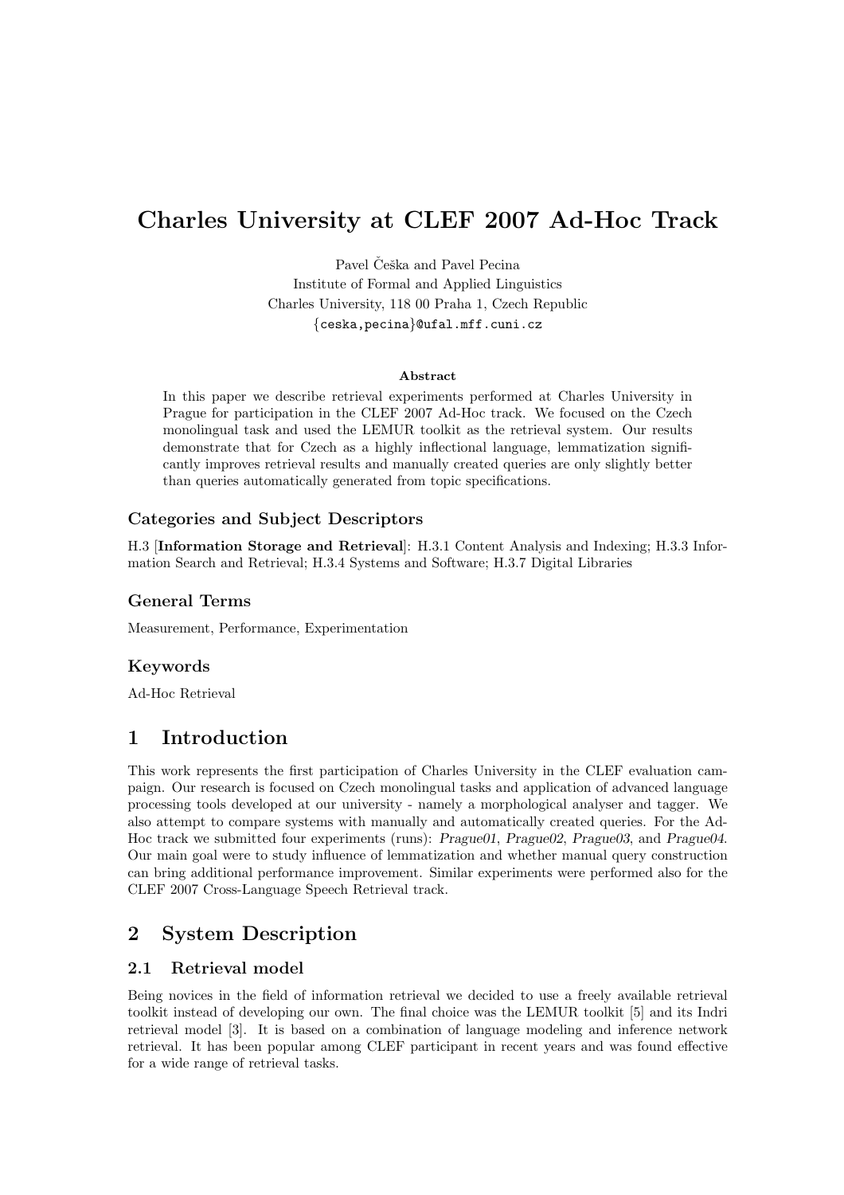# Charles University at CLEF 2007 Ad-Hoc Track

Pavel Češka and Pavel Pecina
Institute of Formal and Applied Linguistics
Charles University, 118 00 Praha 1, Czech Republic
{ceska,pecina}@ufal.mff.cuni.cz

**Abstract**

In this paper we describe retrieval experiments performed at Charles University in Prague for participation in the CLEF 2007 Ad-Hoc track. We focused on the Czech monolingual task and used the LEMUR toolkit as the retrieval system. Our results demonstrate that for Czech as a highly inflectional language, lemmatization significantly improves retrieval results and manually created queries are only slightly better than queries automatically generated from topic specifications.

### Categories and Subject Descriptors

H.3 [**Information Storage and Retrieval**]: H.3.1 Content Analysis and Indexing; H.3.3 Information Search and Retrieval; H.3.4 Systems and Software; H.3.7 Digital Libraries

### General Terms

Measurement, Performance, Experimentation

### Keywords

Ad-Hoc Retrieval

## 1 Introduction

This work represents the first participation of Charles University in the CLEF evaluation campaign. Our research is focused on Czech monolingual tasks and application of advanced language processing tools developed at our university - namely a morphological analyser and tagger. We also attempt to compare systems with manually and automatically created queries. For the Ad-Hoc track we submitted four experiments (runs): *Prague01*, *Prague02*, *Prague03*, and *Prague04*. Our main goal were to study influence of lemmatization and whether manual query construction can bring additional performance improvement. Similar experiments were performed also for the CLEF 2007 Cross-Language Speech Retrieval track.

## 2 System Description

### 2.1 Retrieval model

Being novices in the field of information retrieval we decided to use a freely available retrieval toolkit instead of developing our own. The final choice was the LEMUR toolkit [5] and its Indri retrieval model [3]. It is based on a combination of language modeling and inference network retrieval. It has been popular among CLEF participant in recent years and was found effective for a wide range of retrieval tasks.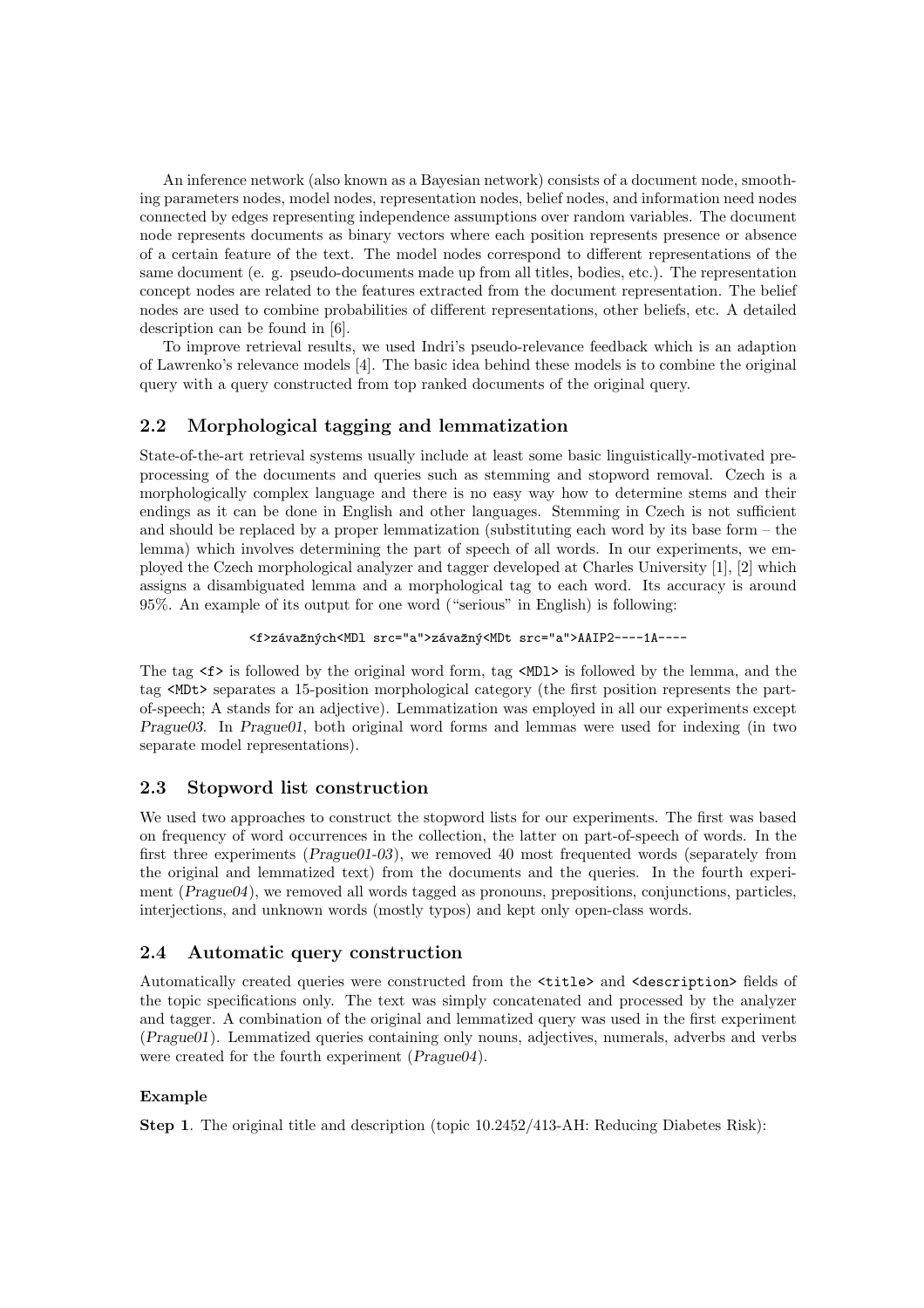An inference network (also known as a Bayesian network) consists of a document node, smoothing parameters nodes, model nodes, representation nodes, belief nodes, and information need nodes connected by edges representing independence assumptions over random variables. The document node represents documents as binary vectors where each position represents presence or absence of a certain feature of the text. The model nodes correspond to different representations of the same document (e. g. pseudo-documents made up from all titles, bodies, etc.). The representation concept nodes are related to the features extracted from the document representation. The belief nodes are used to combine probabilities of different representations, other beliefs, etc. A detailed description can be found in [6].

To improve retrieval results, we used Indri's pseudo-relevance feedback which is an adaption of Lawrenko's relevance models [4]. The basic idea behind these models is to combine the original query with a query constructed from top ranked documents of the original query.

## 2.2 Morphological tagging and lemmatization

State-of-the-art retrieval systems usually include at least some basic linguistically-motivated preprocessing of the documents and queries such as stemming and stopword removal. Czech is a morphologically complex language and there is no easy way how to determine stems and their endings as it can be done in English and other languages. Stemming in Czech is not sufficient and should be replaced by a proper lemmatization (substituting each word by its base form – the lemma) which involves determining the part of speech of all words. In our experiments, we employed the Czech morphological analyzer and tagger developed at Charles University [1], [2] which assigns a disambiguated lemma and a morphological tag to each word. Its accuracy is around 95%. An example of its output for one word ("serious" in English) is following:

```
<f>závažných<MDl src="a">závažný<MDt src="a">AAIP2----1A----
```

The tag `<f>` is followed by the original word form, tag `<MDl>` is followed by the lemma, and the tag `<MDt>` separates a 15-position morphological category (the first position represents the part-of-speech; A stands for an adjective). Lemmatization was employed in all our experiments except *Prague03*. In *Prague01*, both original word forms and lemmas were used for indexing (in two separate model representations).

## 2.3 Stopword list construction

We used two approaches to construct the stopword lists for our experiments. The first was based on frequency of word occurrences in the collection, the latter on part-of-speech of words. In the first three experiments (*Prague01-03*), we removed 40 most frequented words (separately from the original and lemmatized text) from the documents and the queries. In the fourth experiment (*Prague04*), we removed all words tagged as pronouns, prepositions, conjunctions, particles, interjections, and unknown words (mostly typos) and kept only open-class words.

## 2.4 Automatic query construction

Automatically created queries were constructed from the `<title>` and `<description>` fields of the topic specifications only. The text was simply concatenated and processed by the analyzer and tagger. A combination of the original and lemmatized query was used in the first experiment (*Prague01*). Lemmatized queries containing only nouns, adjectives, numerals, adverbs and verbs were created for the fourth experiment (*Prague04*).

#### Example

**Step 1**. The original title and description (topic 10.2452/413-AH: Reducing Diabetes Risk):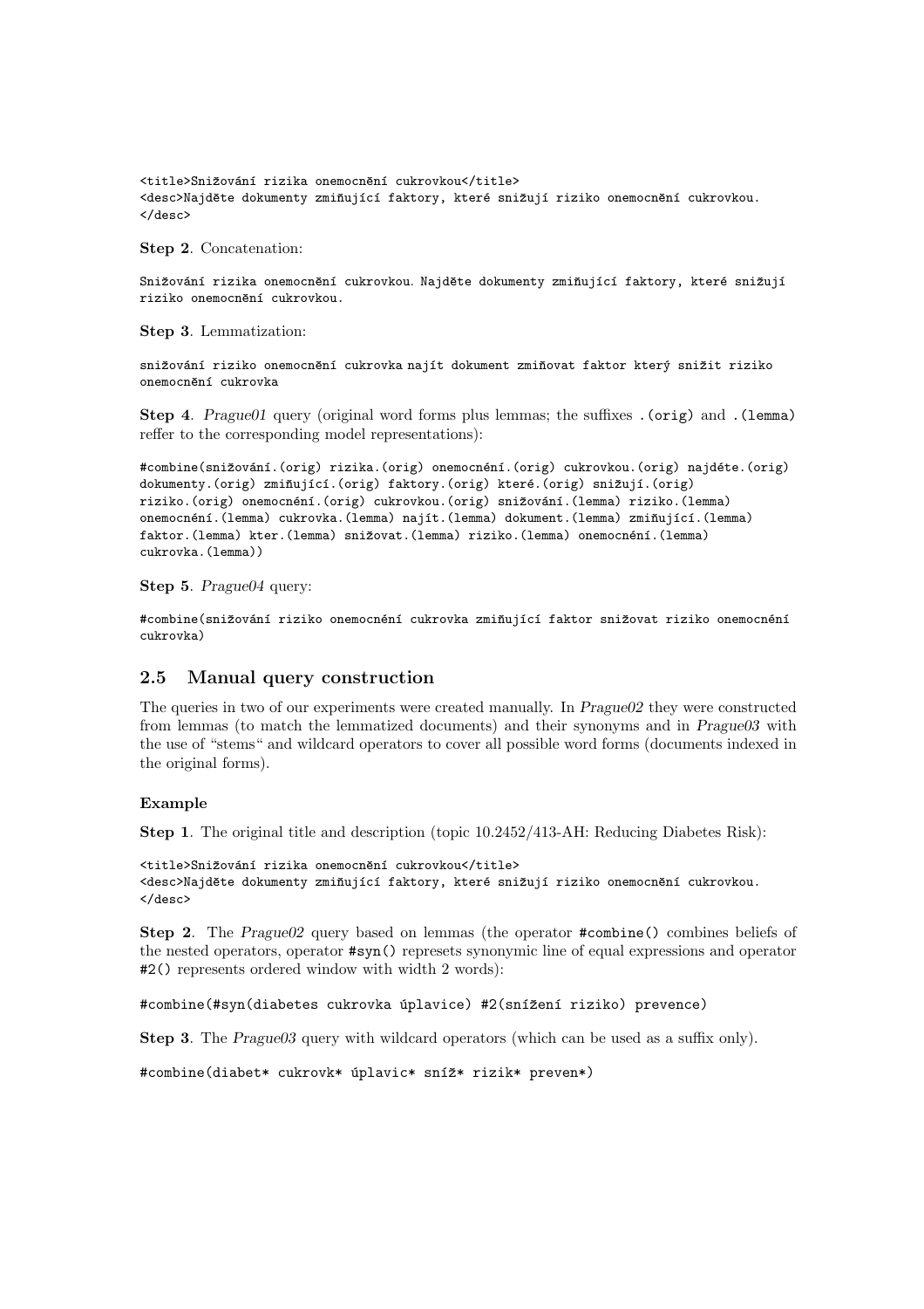```
<title>Snižování rizika onemocnění cukrovkou</title>
<desc>Najděte dokumenty zmiňující faktory, které snižují riziko onemocnění cukrovkou.
</desc>
```

**Step 2**. Concatenation:

```
Snižování rizika onemocnění cukrovkou. Najděte dokumenty zmiňující faktory, které snižují
riziko onemocnění cukrovkou.
```

**Step 3**. Lemmatization:

```
snižování riziko onemocnění cukrovka najít dokument zmiňovat faktor který snížit riziko
onemocnění cukrovka
```

**Step 4**. *Prague01* query (original word forms plus lemmas; the suffixes `.(orig)` and `.(lemma)` reffer to the corresponding model representations):

```
#combine(snižování.(orig) rizika.(orig) onemocnění.(orig) cukrovkou.(orig) najdéte.(orig)
dokumenty.(orig) zmiňující.(orig) faktory.(orig) které.(orig) snižují.(orig)
riziko.(orig) onemocnění.(orig) cukrovkou.(orig) snižování.(lemma) riziko.(lemma)
onemocnění.(lemma) cukrovka.(lemma) najít.(lemma) dokument.(lemma) zmiňující.(lemma)
faktor.(lemma) kter.(lemma) snižovat.(lemma) riziko.(lemma) onemocnění.(lemma)
cukrovka.(lemma))
```

**Step 5**. *Prague04* query:

```
#combine(snižování riziko onemocnění cukrovka zmiňující faktor snižovat riziko onemocnění
cukrovka)
```

## 2.5 Manual query construction

The queries in two of our experiments were created manually. In *Prague02* they were constructed from lemmas (to match the lemmatized documents) and their synonyms and in *Prague03* with the use of "stems" and wildcard operators to cover all possible word forms (documents indexed in the original forms).

#### Example

**Step 1**. The original title and description (topic 10.2452/413-AH: Reducing Diabetes Risk):

```
<title>Snižování rizika onemocnění cukrovkou</title>
<desc>Najděte dokumenty zmiňující faktory, které snižují riziko onemocnění cukrovkou.
</desc>
```

**Step 2**. The *Prague02* query based on lemmas (the operator `#combine()` combines beliefs of the nested operators, operator `#syn()` represets synonymic line of equal expressions and operator `#2()` represents ordered window with width 2 words):

```
#combine(#syn(diabetes cukrovka úplavice) #2(snížení riziko) prevence)
```

**Step 3**. The *Prague03* query with wildcard operators (which can be used as a suffix only).

```
#combine(diabet* cukrovk* úplavic* sníž* rizik* preven*)
```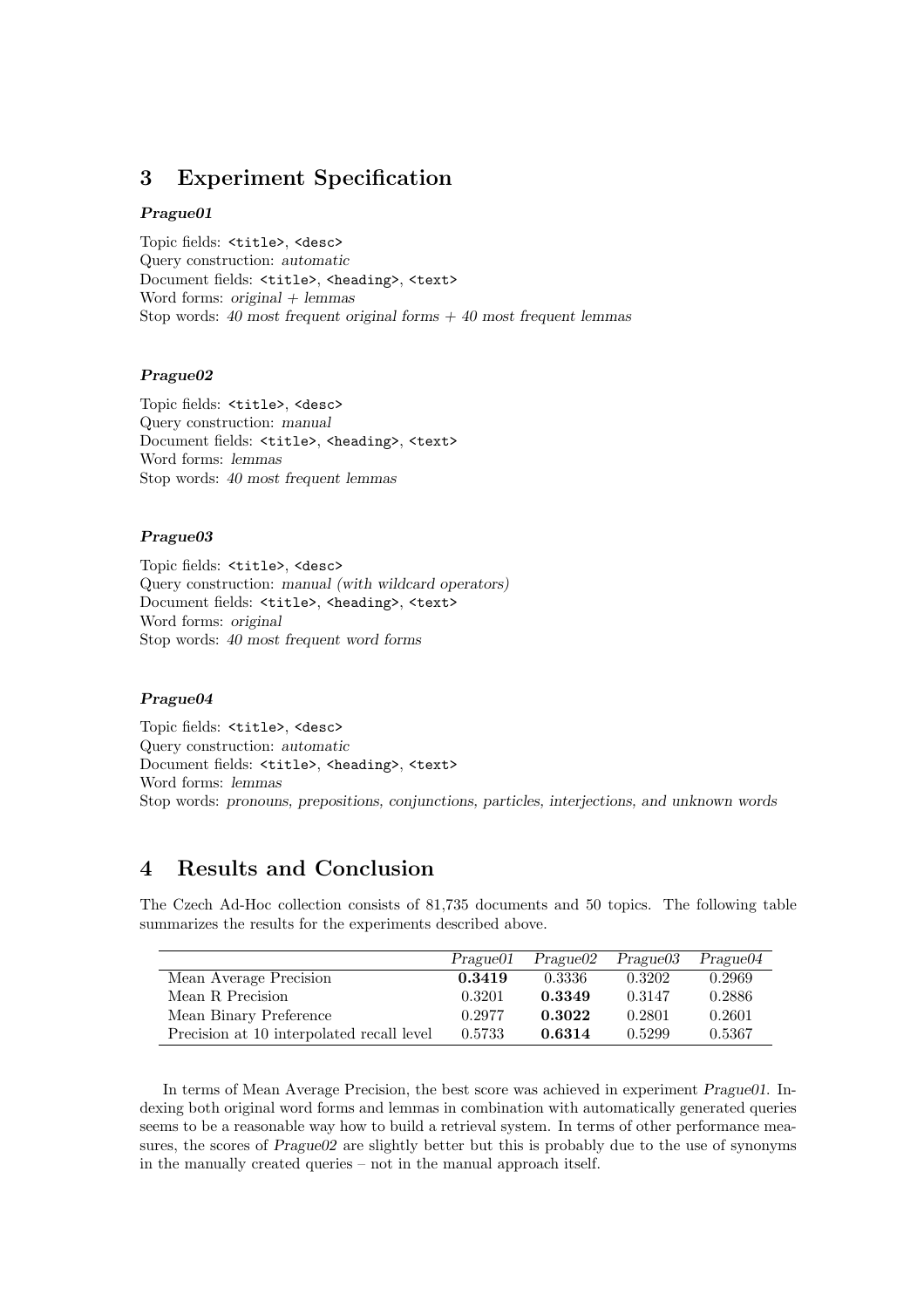## 3 Experiment Specification

***Prague01***

Topic fields: `<title>`, `<desc>`
Query construction: *automatic*
Document fields: `<title>`, `<heading>`, `<text>`
Word forms: *original + lemmas*
Stop words: *40 most frequent original forms + 40 most frequent lemmas*

***Prague02***

Topic fields: `<title>`, `<desc>`
Query construction: *manual*
Document fields: `<title>`, `<heading>`, `<text>`
Word forms: *lemmas*
Stop words: *40 most frequent lemmas*

***Prague03***

Topic fields: `<title>`, `<desc>`
Query construction: *manual (with wildcard operators)*
Document fields: `<title>`, `<heading>`, `<text>`
Word forms: *original*
Stop words: *40 most frequent word forms*

***Prague04***

Topic fields: `<title>`, `<desc>`
Query construction: *automatic*
Document fields: `<title>`, `<heading>`, `<text>`
Word forms: *lemmas*
Stop words: *pronouns, prepositions, conjunctions, particles, interjections, and unknown words*

## 4 Results and Conclusion

The Czech Ad-Hoc collection consists of 81,735 documents and 50 topics. The following table summarizes the results for the experiments described above.

| | *Prague01* | *Prague02* | *Prague03* | *Prague04* |
|---|---|---|---|---|
| Mean Average Precision | **0.3419** | 0.3336 | 0.3202 | 0.2969 |
| Mean R Precision | 0.3201 | **0.3349** | 0.3147 | 0.2886 |
| Mean Binary Preference | 0.2977 | **0.3022** | 0.2801 | 0.2601 |
| Precision at 10 interpolated recall level | 0.5733 | **0.6314** | 0.5299 | 0.5367 |

In terms of Mean Average Precision, the best score was achieved in experiment *Prague01*. Indexing both original word forms and lemmas in combination with automatically generated queries seems to be a reasonable way how to build a retrieval system. In terms of other performance measures, the scores of *Prague02* are slightly better but this is probably due to the use of synonyms in the manually created queries – not in the manual approach itself.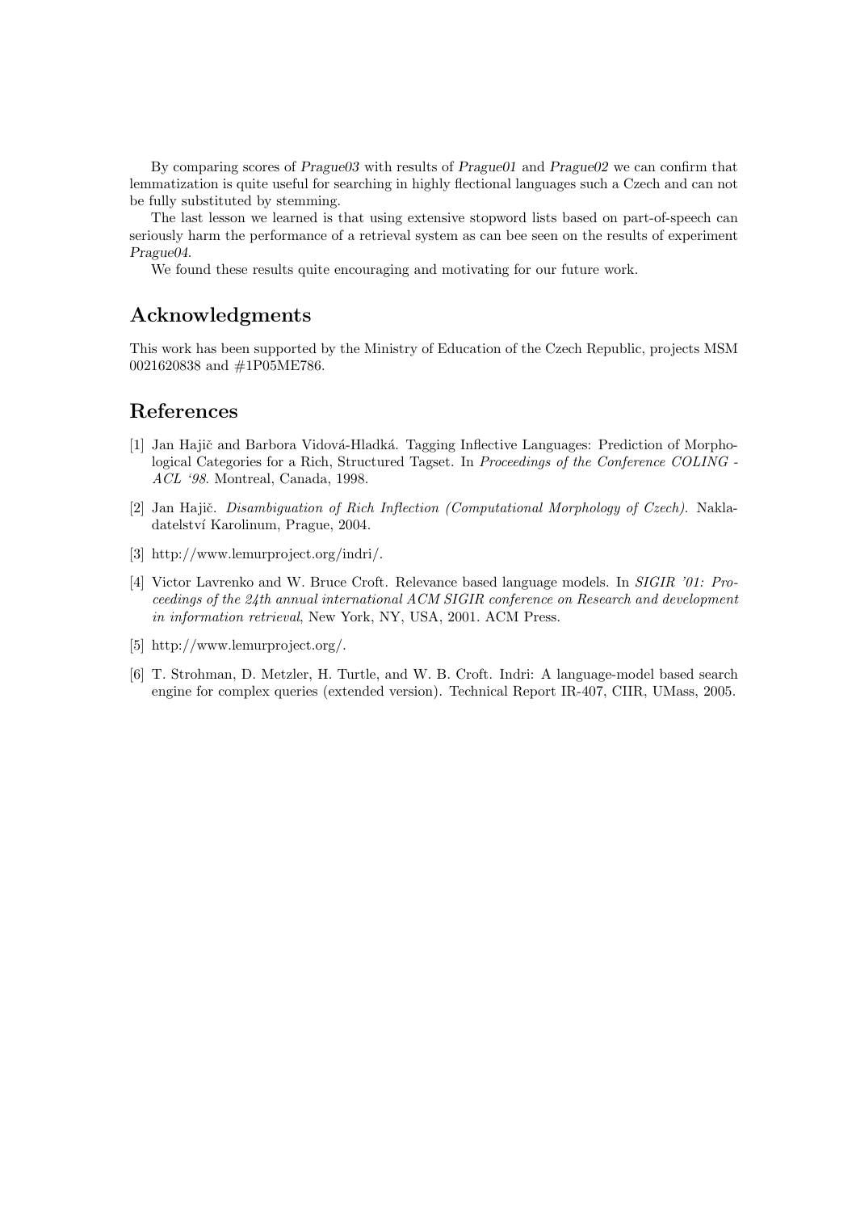By comparing scores of *Prague03* with results of *Prague01* and *Prague02* we can confirm that lemmatization is quite useful for searching in highly flectional languages such a Czech and can not be fully substituted by stemming.

The last lesson we learned is that using extensive stopword lists based on part-of-speech can seriously harm the performance of a retrieval system as can bee seen on the results of experiment *Prague04*.

We found these results quite encouraging and motivating for our future work.

## Acknowledgments

This work has been supported by the Ministry of Education of the Czech Republic, projects MSM 0021620838 and #1P05ME786.

## References

[1] Jan Hajič and Barbora Vidová-Hladká. Tagging Inflective Languages: Prediction of Morphological Categories for a Rich, Structured Tagset. In *Proceedings of the Conference COLING - ACL '98*. Montreal, Canada, 1998.

[2] Jan Hajič. *Disambiguation of Rich Inflection (Computational Morphology of Czech)*. Nakladatelství Karolinum, Prague, 2004.

[3] http://www.lemurproject.org/indri/.

[4] Victor Lavrenko and W. Bruce Croft. Relevance based language models. In *SIGIR '01: Proceedings of the 24th annual international ACM SIGIR conference on Research and development in information retrieval*, New York, NY, USA, 2001. ACM Press.

[5] http://www.lemurproject.org/.

[6] T. Strohman, D. Metzler, H. Turtle, and W. B. Croft. Indri: A language-model based search engine for complex queries (extended version). Technical Report IR-407, CIIR, UMass, 2005.